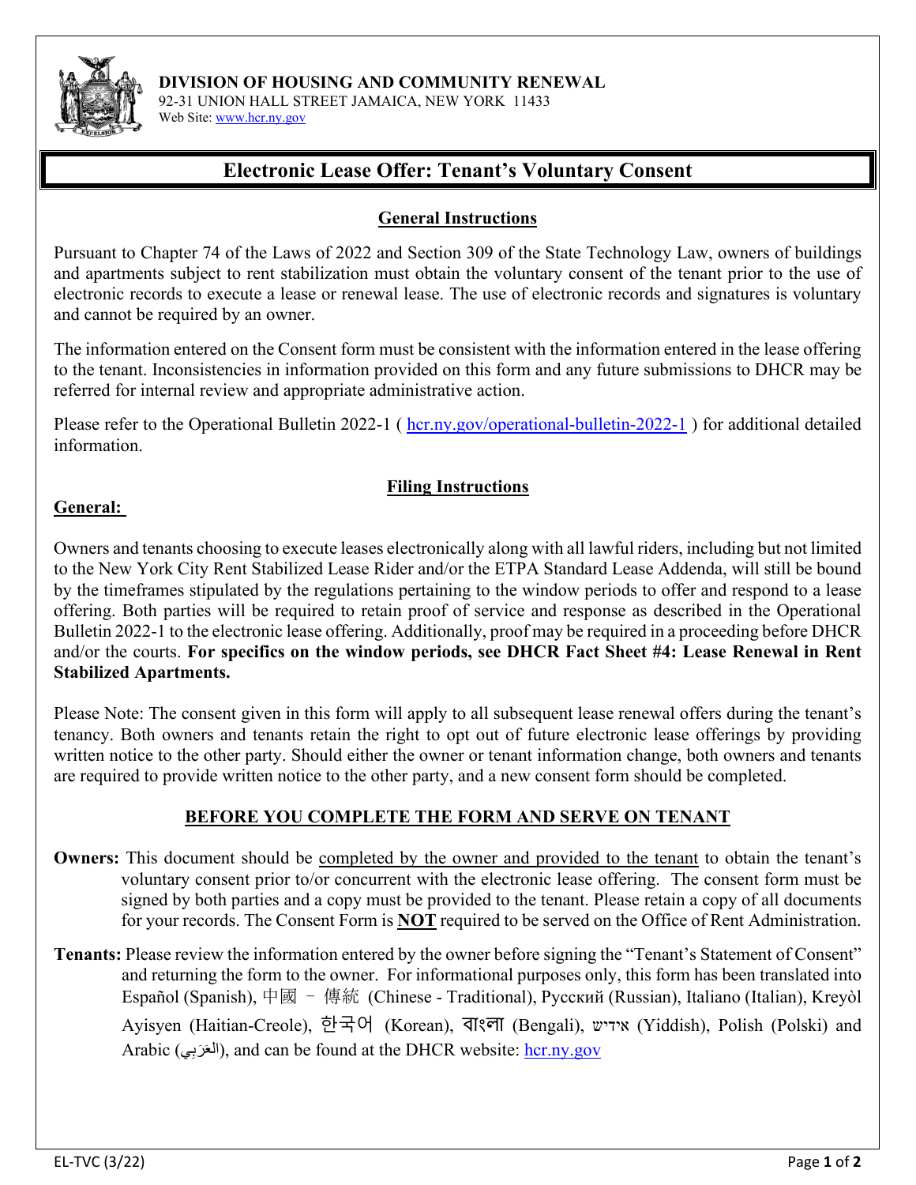**DIVISION OF HOUSING AND COMMUNITY RENEWAL**
92-31 UNION HALL STREET JAMAICA, NEW YORK 11433
Web Site: www.hcr.ny.gov

# Electronic Lease Offer: Tenant's Voluntary Consent

## General Instructions

Pursuant to Chapter 74 of the Laws of 2022 and Section 309 of the State Technology Law, owners of buildings and apartments subject to rent stabilization must obtain the voluntary consent of the tenant prior to the use of electronic records to execute a lease or renewal lease. The use of electronic records and signatures is voluntary and cannot be required by an owner.

The information entered on the Consent form must be consistent with the information entered in the lease offering to the tenant. Inconsistencies in information provided on this form and any future submissions to DHCR may be referred for internal review and appropriate administrative action.

Please refer to the Operational Bulletin 2022-1 ( hcr.ny.gov/operational-bulletin-2022-1 ) for additional detailed information.

## Filing Instructions

**General:**

Owners and tenants choosing to execute leases electronically along with all lawful riders, including but not limited to the New York City Rent Stabilized Lease Rider and/or the ETPA Standard Lease Addenda, will still be bound by the timeframes stipulated by the regulations pertaining to the window periods to offer and respond to a lease offering. Both parties will be required to retain proof of service and response as described in the Operational Bulletin 2022-1 to the electronic lease offering. Additionally, proof may be required in a proceeding before DHCR and/or the courts. **For specifics on the window periods, see DHCR Fact Sheet #4: Lease Renewal in Rent Stabilized Apartments.**

Please Note: The consent given in this form will apply to all subsequent lease renewal offers during the tenant's tenancy. Both owners and tenants retain the right to opt out of future electronic lease offerings by providing written notice to the other party. Should either the owner or tenant information change, both owners and tenants are required to provide written notice to the other party, and a new consent form should be completed.

## BEFORE YOU COMPLETE THE FORM AND SERVE ON TENANT

**Owners:** This document should be completed by the owner and provided to the tenant to obtain the tenant's voluntary consent prior to/or concurrent with the electronic lease offering. The consent form must be signed by both parties and a copy must be provided to the tenant. Please retain a copy of all documents for your records. The Consent Form is **NOT** required to be served on the Office of Rent Administration.

**Tenants:** Please review the information entered by the owner before signing the "Tenant's Statement of Consent" and returning the form to the owner. For informational purposes only, this form has been translated into Español (Spanish), 中國 – 傳統 (Chinese - Traditional), Русский (Russian), Italiano (Italian), Kreyòl Ayisyen (Haitian-Creole), 한국어 (Korean), বাংলা (Bengali), אידיש (Yiddish), Polish (Polski) and Arabic (العَرَبِي), and can be found at the DHCR website: hcr.ny.gov

EL-TVC (3/22)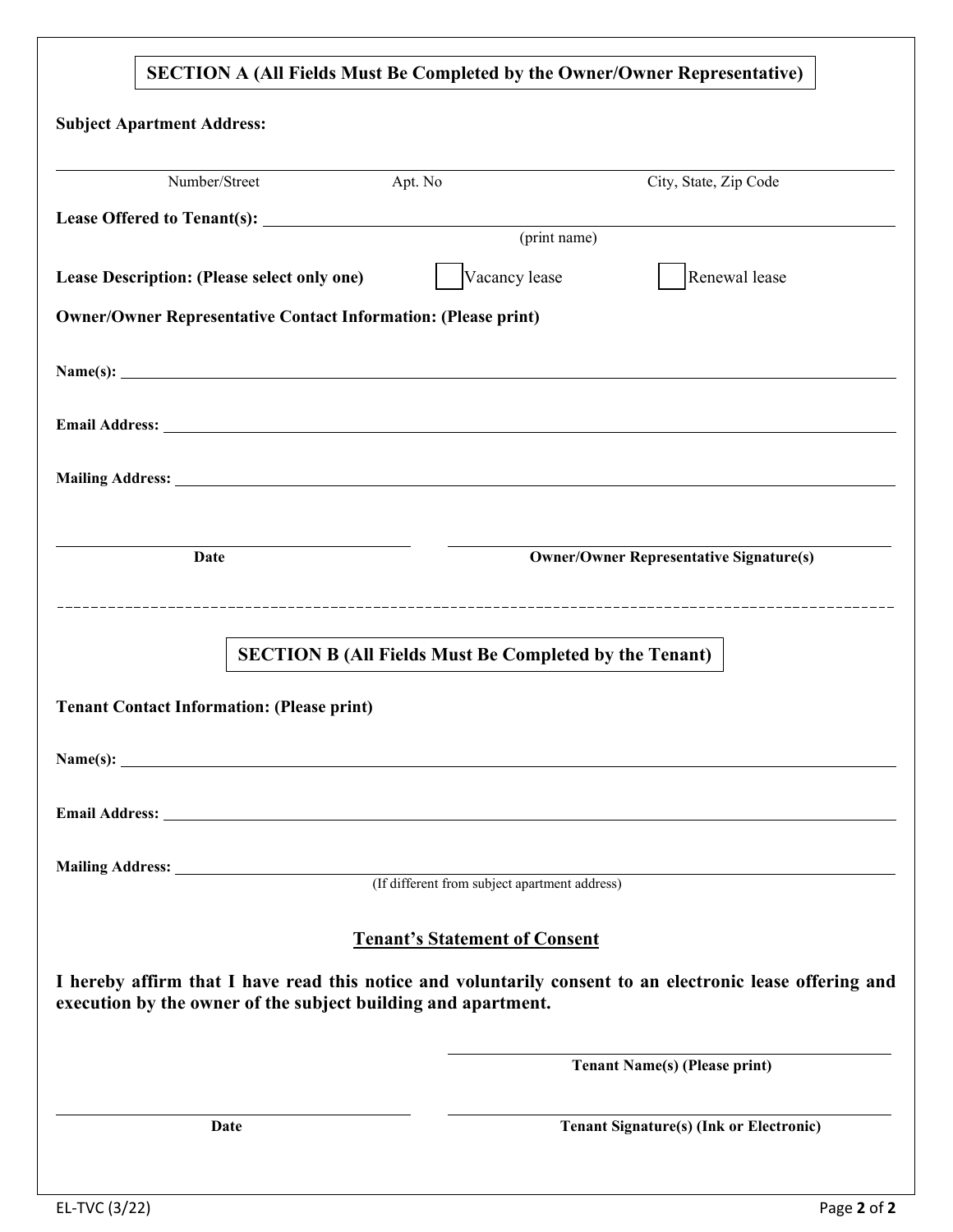**SECTION A (All Fields Must Be Completed by the Owner/Owner Representative)**

**Subject Apartment Address:**

______________________________________________________________________

Number/Street　　　　Apt. No　　　　City, State, Zip Code

**Lease Offered to Tenant(s):** ______________________________________________

(print name)

**Lease Description: (Please select only one)**　　☐ Vacancy lease　　☐ Renewal lease

**Owner/Owner Representative Contact Information: (Please print)**

**Name(s):** ______________________________________________

**Email Address:** ______________________________________________

**Mailing Address:** ______________________________________________

______________________　　　　______________________________________

**Date**　　　　**Owner/Owner Representative Signature(s)**

---

**SECTION B (All Fields Must Be Completed by the Tenant)**

**Tenant Contact Information: (Please print)**

**Name(s):** ______________________________________________

**Email Address:** ______________________________________________

**Mailing Address:** ______________________________________________

(If different from subject apartment address)

## Tenant's Statement of Consent

**I hereby affirm that I have read this notice and voluntarily consent to an electronic lease offering and execution by the owner of the subject building and apartment.**

　　　　　　　　　　　　______________________________________

　　　　　　　　　　　　**Tenant Name(s) (Please print)**

______________________　　　　______________________________________

**Date**　　　　**Tenant Signature(s) (Ink or Electronic)**

EL-TVC (3/22)